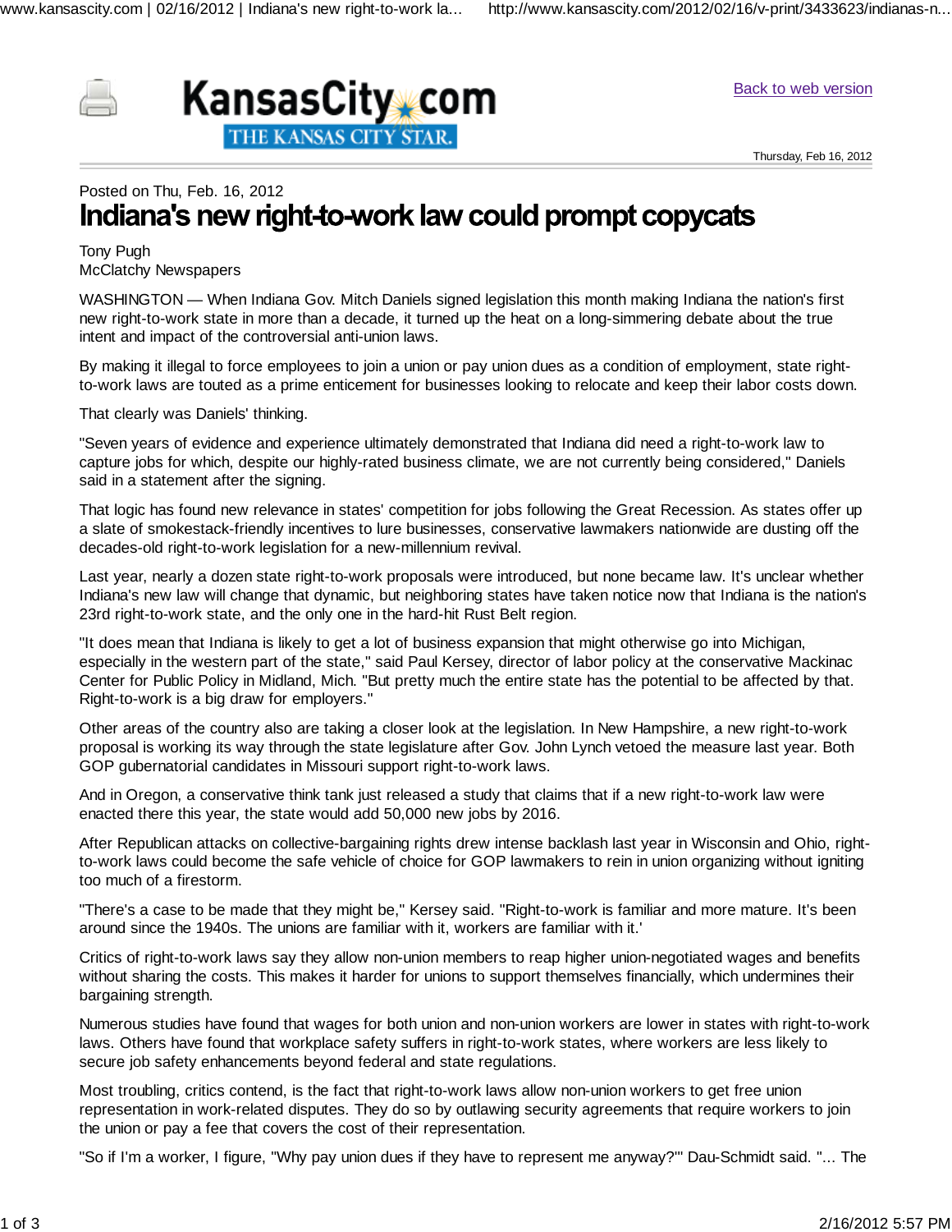KansasCity.com
THE KANSAS CITY STAR.

Back to web version

Thursday, Feb 16, 2012

Posted on Thu, Feb. 16, 2012

# Indiana's new right-to-work law could prompt copycats

Tony Pugh
McClatchy Newspapers

WASHINGTON — When Indiana Gov. Mitch Daniels signed legislation this month making Indiana the nation's first new right-to-work state in more than a decade, it turned up the heat on a long-simmering debate about the true intent and impact of the controversial anti-union laws.

By making it illegal to force employees to join a union or pay union dues as a condition of employment, state right-to-work laws are touted as a prime enticement for businesses looking to relocate and keep their labor costs down.

That clearly was Daniels' thinking.

"Seven years of evidence and experience ultimately demonstrated that Indiana did need a right-to-work law to capture jobs for which, despite our highly-rated business climate, we are not currently being considered," Daniels said in a statement after the signing.

That logic has found new relevance in states' competition for jobs following the Great Recession. As states offer up a slate of smokestack-friendly incentives to lure businesses, conservative lawmakers nationwide are dusting off the decades-old right-to-work legislation for a new-millennium revival.

Last year, nearly a dozen state right-to-work proposals were introduced, but none became law. It's unclear whether Indiana's new law will change that dynamic, but neighboring states have taken notice now that Indiana is the nation's 23rd right-to-work state, and the only one in the hard-hit Rust Belt region.

"It does mean that Indiana is likely to get a lot of business expansion that might otherwise go into Michigan, especially in the western part of the state," said Paul Kersey, director of labor policy at the conservative Mackinac Center for Public Policy in Midland, Mich. "But pretty much the entire state has the potential to be affected by that. Right-to-work is a big draw for employers."

Other areas of the country also are taking a closer look at the legislation. In New Hampshire, a new right-to-work proposal is working its way through the state legislature after Gov. John Lynch vetoed the measure last year. Both GOP gubernatorial candidates in Missouri support right-to-work laws.

And in Oregon, a conservative think tank just released a study that claims that if a new right-to-work law were enacted there this year, the state would add 50,000 new jobs by 2016.

After Republican attacks on collective-bargaining rights drew intense backlash last year in Wisconsin and Ohio, right-to-work laws could become the safe vehicle of choice for GOP lawmakers to rein in union organizing without igniting too much of a firestorm.

"There's a case to be made that they might be," Kersey said. "Right-to-work is familiar and more mature. It's been around since the 1940s. The unions are familiar with it, workers are familiar with it.'

Critics of right-to-work laws say they allow non-union members to reap higher union-negotiated wages and benefits without sharing the costs. This makes it harder for unions to support themselves financially, which undermines their bargaining strength.

Numerous studies have found that wages for both union and non-union workers are lower in states with right-to-work laws. Others have found that workplace safety suffers in right-to-work states, where workers are less likely to secure job safety enhancements beyond federal and state regulations.

Most troubling, critics contend, is the fact that right-to-work laws allow non-union workers to get free union representation in work-related disputes. They do so by outlawing security agreements that require workers to join the union or pay a fee that covers the cost of their representation.

"So if I'm a worker, I figure, "Why pay union dues if they have to represent me anyway?'" Dau-Schmidt said. "... The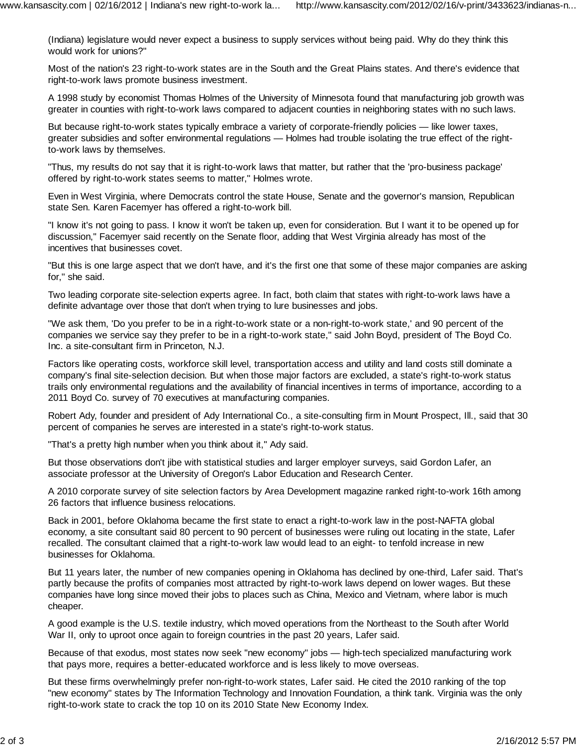(Indiana) legislature would never expect a business to supply services without being paid. Why do they think this would work for unions?"

Most of the nation's 23 right-to-work states are in the South and the Great Plains states. And there's evidence that right-to-work laws promote business investment.

A 1998 study by economist Thomas Holmes of the University of Minnesota found that manufacturing job growth was greater in counties with right-to-work laws compared to adjacent counties in neighboring states with no such laws.

But because right-to-work states typically embrace a variety of corporate-friendly policies — like lower taxes, greater subsidies and softer environmental regulations — Holmes had trouble isolating the true effect of the right-to-work laws by themselves.

"Thus, my results do not say that it is right-to-work laws that matter, but rather that the 'pro-business package' offered by right-to-work states seems to matter," Holmes wrote.

Even in West Virginia, where Democrats control the state House, Senate and the governor's mansion, Republican state Sen. Karen Facemyer has offered a right-to-work bill.

"I know it's not going to pass. I know it won't be taken up, even for consideration. But I want it to be opened up for discussion," Facemyer said recently on the Senate floor, adding that West Virginia already has most of the incentives that businesses covet.

"But this is one large aspect that we don't have, and it's the first one that some of these major companies are asking for," she said.

Two leading corporate site-selection experts agree. In fact, both claim that states with right-to-work laws have a definite advantage over those that don't when trying to lure businesses and jobs.

"We ask them, 'Do you prefer to be in a right-to-work state or a non-right-to-work state,' and 90 percent of the companies we service say they prefer to be in a right-to-work state," said John Boyd, president of The Boyd Co. Inc. a site-consultant firm in Princeton, N.J.

Factors like operating costs, workforce skill level, transportation access and utility and land costs still dominate a company's final site-selection decision. But when those major factors are excluded, a state's right-to-work status trails only environmental regulations and the availability of financial incentives in terms of importance, according to a 2011 Boyd Co. survey of 70 executives at manufacturing companies.

Robert Ady, founder and president of Ady International Co., a site-consulting firm in Mount Prospect, Ill., said that 30 percent of companies he serves are interested in a state's right-to-work status.

"That's a pretty high number when you think about it," Ady said.

But those observations don't jibe with statistical studies and larger employer surveys, said Gordon Lafer, an associate professor at the University of Oregon's Labor Education and Research Center.

A 2010 corporate survey of site selection factors by Area Development magazine ranked right-to-work 16th among 26 factors that influence business relocations.

Back in 2001, before Oklahoma became the first state to enact a right-to-work law in the post-NAFTA global economy, a site consultant said 80 percent to 90 percent of businesses were ruling out locating in the state, Lafer recalled. The consultant claimed that a right-to-work law would lead to an eight- to tenfold increase in new businesses for Oklahoma.

But 11 years later, the number of new companies opening in Oklahoma has declined by one-third, Lafer said. That's partly because the profits of companies most attracted by right-to-work laws depend on lower wages. But these companies have long since moved their jobs to places such as China, Mexico and Vietnam, where labor is much cheaper.

A good example is the U.S. textile industry, which moved operations from the Northeast to the South after World War II, only to uproot once again to foreign countries in the past 20 years, Lafer said.

Because of that exodus, most states now seek "new economy" jobs — high-tech specialized manufacturing work that pays more, requires a better-educated workforce and is less likely to move overseas.

But these firms overwhelmingly prefer non-right-to-work states, Lafer said. He cited the 2010 ranking of the top "new economy" states by The Information Technology and Innovation Foundation, a think tank. Virginia was the only right-to-work state to crack the top 10 on its 2010 State New Economy Index.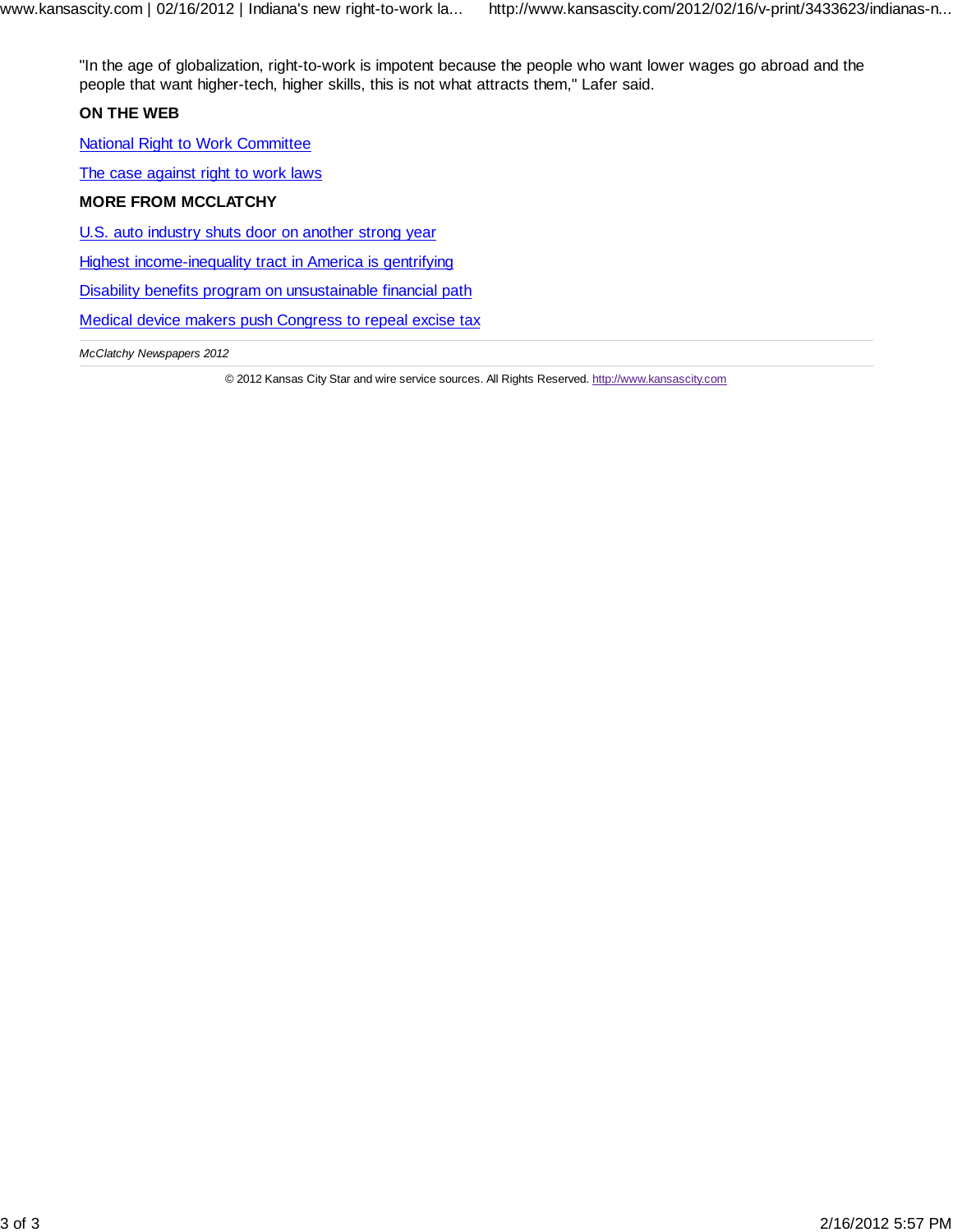"In the age of globalization, right-to-work is impotent because the people who want lower wages go abroad and the people that want higher-tech, higher skills, this is not what attracts them," Lafer said.

**ON THE WEB**

National Right to Work Committee

The case against right to work laws

**MORE FROM MCCLATCHY**

U.S. auto industry shuts door on another strong year

Highest income-inequality tract in America is gentrifying

Disability benefits program on unsustainable financial path

Medical device makers push Congress to repeal excise tax

*McClatchy Newspapers 2012*

© 2012 Kansas City Star and wire service sources. All Rights Reserved. http://www.kansascity.com